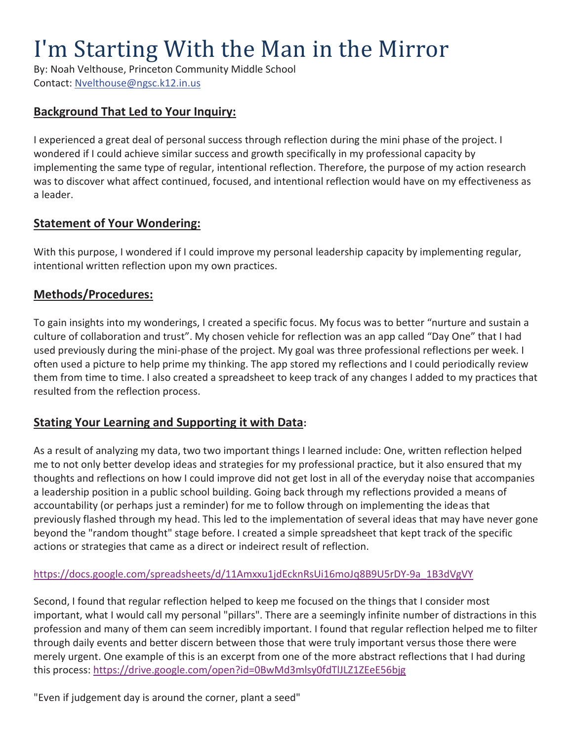# I'm Starting With the Man in the Mirror

By: Noah Velthouse, Princeton Community Middle School
Contact: Nvelthouse@ngsc.k12.in.us

## Background That Led to Your Inquiry:

I experienced a great deal of personal success through reflection during the mini phase of the project. I wondered if I could achieve similar success and growth specifically in my professional capacity by implementing the same type of regular, intentional reflection. Therefore, the purpose of my action research was to discover what affect continued, focused, and intentional reflection would have on my effectiveness as a leader.

## Statement of Your Wondering:

With this purpose, I wondered if I could improve my personal leadership capacity by implementing regular, intentional written reflection upon my own practices.

## Methods/Procedures:

To gain insights into my wonderings, I created a specific focus. My focus was to better "nurture and sustain a culture of collaboration and trust". My chosen vehicle for reflection was an app called "Day One" that I had used previously during the mini-phase of the project. My goal was three professional reflections per week. I often used a picture to help prime my thinking. The app stored my reflections and I could periodically review them from time to time. I also created a spreadsheet to keep track of any changes I added to my practices that resulted from the reflection process.

## Stating Your Learning and Supporting it with Data:

As a result of analyzing my data, two two important things I learned include: One, written reflection helped me to not only better develop ideas and strategies for my professional practice, but it also ensured that my thoughts and reflections on how I could improve did not get lost in all of the everyday noise that accompanies a leadership position in a public school building. Going back through my reflections provided a means of accountability (or perhaps just a reminder) for me to follow through on implementing the ideas that previously flashed through my head. This led to the implementation of several ideas that may have never gone beyond the "random thought" stage before. I created a simple spreadsheet that kept track of the specific actions or strategies that came as a direct or indeirect result of reflection.

https://docs.google.com/spreadsheets/d/11Amxxu1jdEcknRsUi16moJq8B9U5rDY-9a_1B3dVgVY

Second, I found that regular reflection helped to keep me focused on the things that I consider most important, what I would call my personal "pillars". There are a seemingly infinite number of distractions in this profession and many of them can seem incredibly important. I found that regular reflection helped me to filter through daily events and better discern between those that were truly important versus those there were merely urgent. One example of this is an excerpt from one of the more abstract reflections that I had during this process: https://drive.google.com/open?id=0BwMd3mlsy0fdTlJLZ1ZEeE56bjg

"Even if judgement day is around the corner, plant a seed"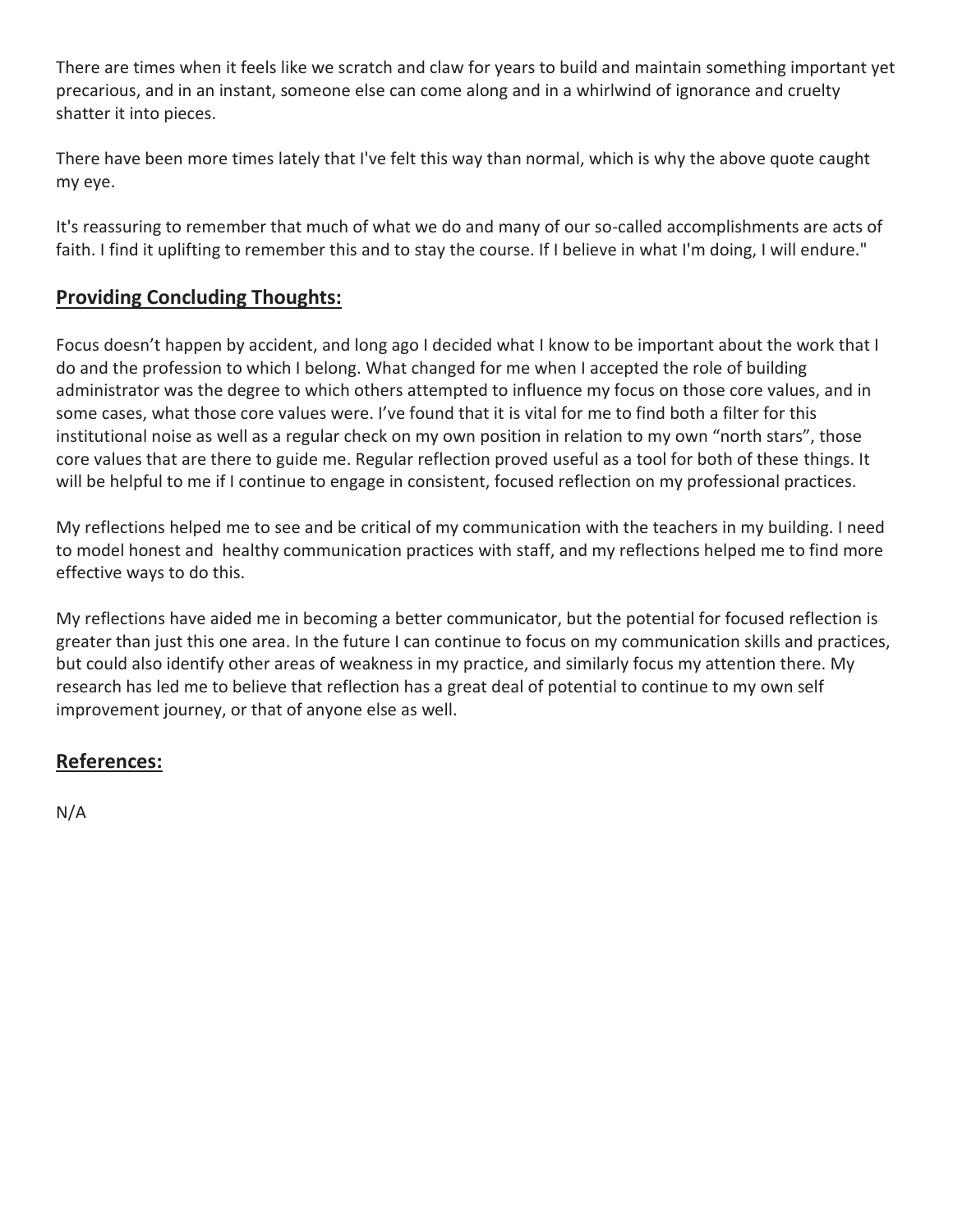There are times when it feels like we scratch and claw for years to build and maintain something important yet precarious, and in an instant, someone else can come along and in a whirlwind of ignorance and cruelty shatter it into pieces.

There have been more times lately that I've felt this way than normal, which is why the above quote caught my eye.

It's reassuring to remember that much of what we do and many of our so-called accomplishments are acts of faith. I find it uplifting to remember this and to stay the course. If I believe in what I'm doing, I will endure."

## Providing Concluding Thoughts:

Focus doesn't happen by accident, and long ago I decided what I know to be important about the work that I do and the profession to which I belong. What changed for me when I accepted the role of building administrator was the degree to which others attempted to influence my focus on those core values, and in some cases, what those core values were. I've found that it is vital for me to find both a filter for this institutional noise as well as a regular check on my own position in relation to my own "north stars", those core values that are there to guide me. Regular reflection proved useful as a tool for both of these things. It will be helpful to me if I continue to engage in consistent, focused reflection on my professional practices.

My reflections helped me to see and be critical of my communication with the teachers in my building. I need to model honest and healthy communication practices with staff, and my reflections helped me to find more effective ways to do this.

My reflections have aided me in becoming a better communicator, but the potential for focused reflection is greater than just this one area. In the future I can continue to focus on my communication skills and practices, but could also identify other areas of weakness in my practice, and similarly focus my attention there. My research has led me to believe that reflection has a great deal of potential to continue to my own self improvement journey, or that of anyone else as well.

## References:

N/A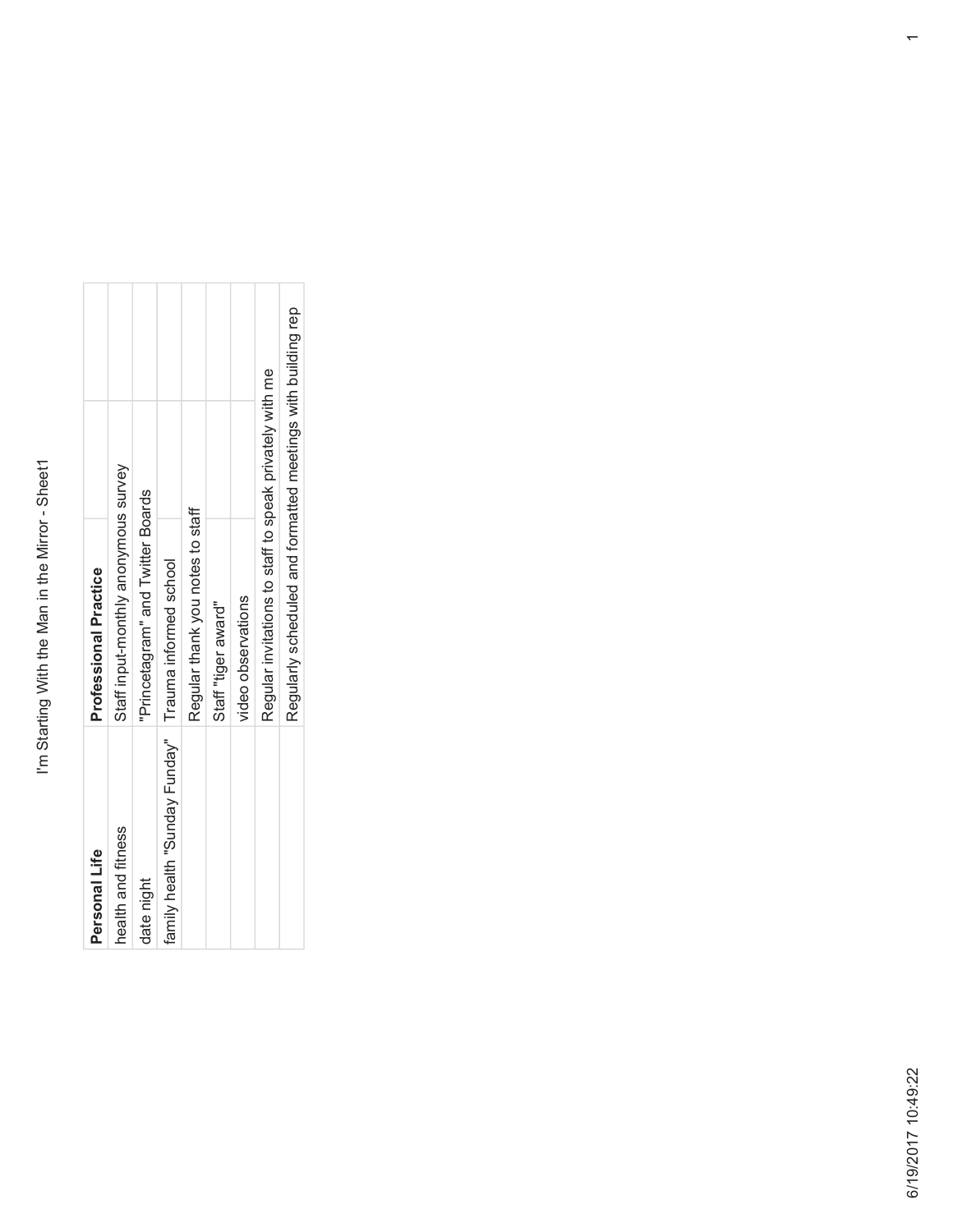# I'm Starting With the Man in the Mirror - Sheet1

| Personal Life | Professional Practice |
|---|---|
| health and fitness | Staff input-monthly anonymous survey |
| date night | "Princetagram" and Twitter Boards |
| family health "Sunday Funday" | Trauma informed school |
| | Regular thank you notes to staff |
| | Staff "tiger award" |
| | video observations |
| | Regular invitations to staff to speak privately with me |
| | Regularly scheduled and formatted meetings with building rep |

6/19/2017 10:49:22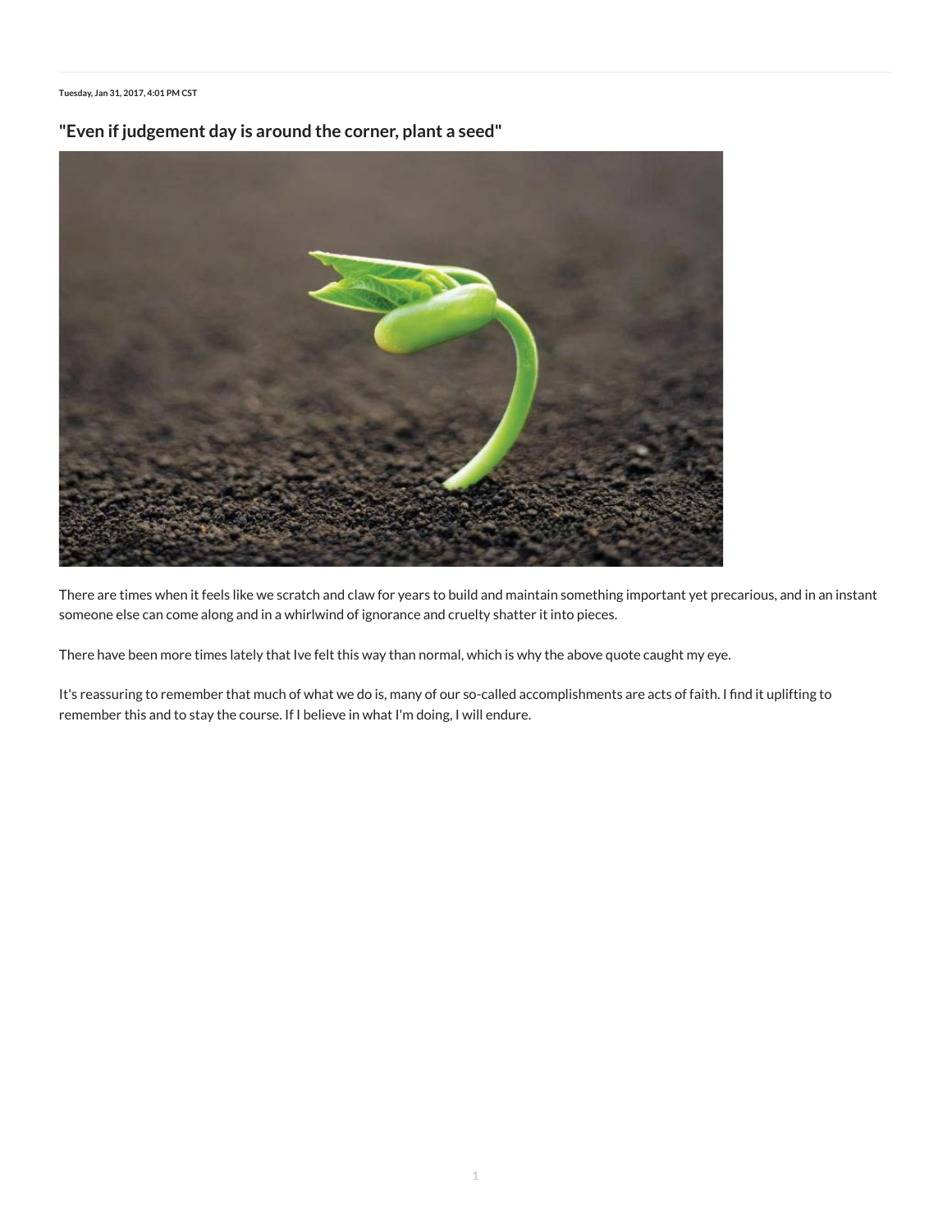Tuesday, Jan 31, 2017, 4:01 PM CST

## "Even if judgement day is around the corner, plant a seed"

There are times when it feels like we scratch and claw for years to build and maintain something important yet precarious, and in an instant someone else can come along and in a whirlwind of ignorance and cruelty shatter it into pieces.

There have been more times lately that Ive felt this way than normal, which is why the above quote caught my eye.

It's reassuring to remember that much of what we do is, many of our so-called accomplishments are acts of faith. I find it uplifting to remember this and to stay the course. If I believe in what I'm doing, I will endure.